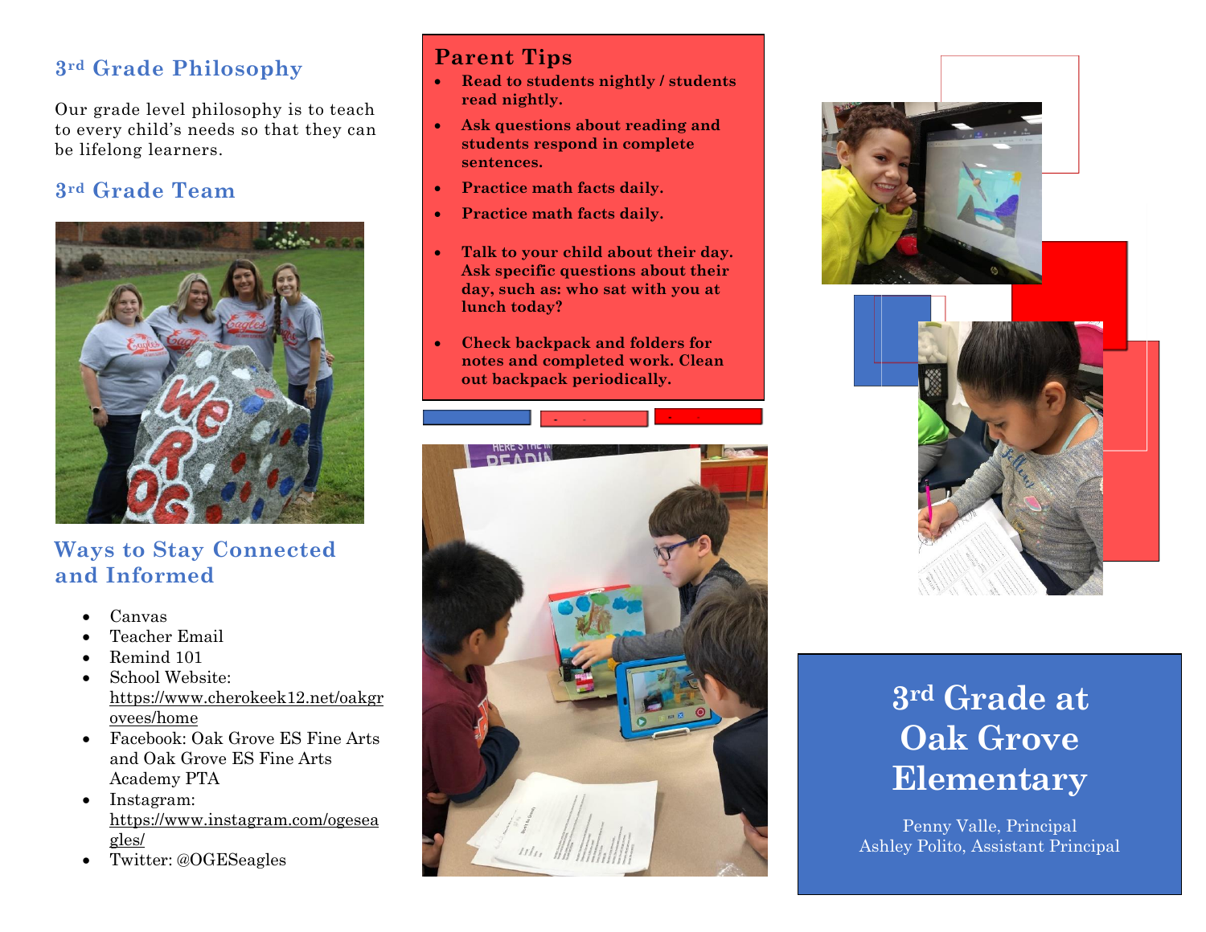## 3rd Grade Philosophy

Our grade level philosophy is to teach to every child's needs so that they can be lifelong learners.

## 3rd Grade Team

## Ways to Stay Connected and Informed

- Canvas
- Teacher Email
- Remind 101
- School Website: https://www.cherokeek12.net/oakgrovees/home
- Facebook: Oak Grove ES Fine Arts and Oak Grove ES Fine Arts Academy PTA
- Instagram: https://www.instagram.com/ogeseagles/
- Twitter: @OGESeagles

## Parent Tips

- **Read to students nightly / students read nightly.**
- **Ask questions about reading and students respond in complete sentences.**
- **Practice math facts daily.**
- **Practice math facts daily.**
- **Talk to your child about their day. Ask specific questions about their day, such as: who sat with you at lunch today?**
- **Check backpack and folders for notes and completed work. Clean out backpack periodically.**

# 3rd Grade at Oak Grove Elementary

Penny Valle, Principal
Ashley Polito, Assistant Principal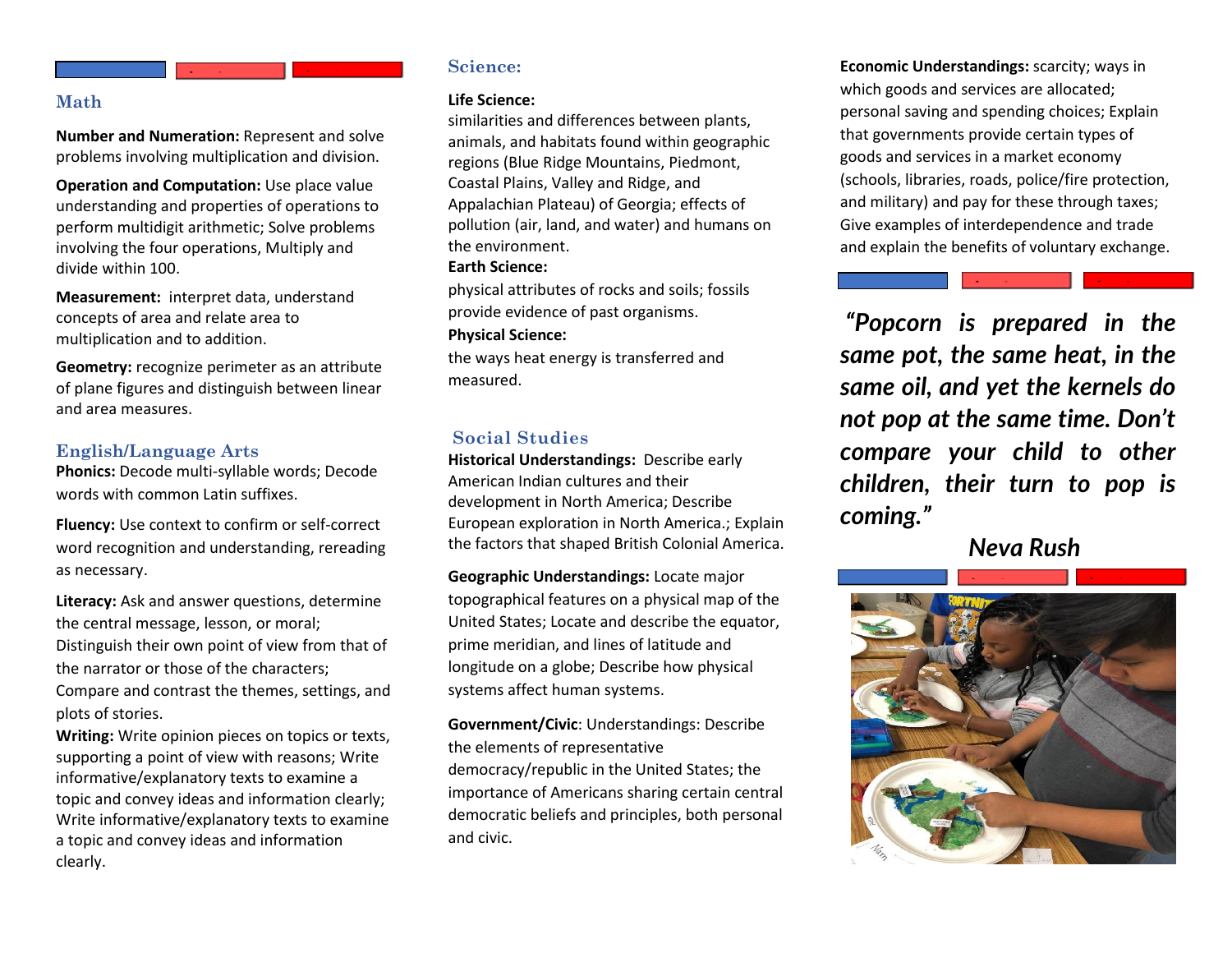## Math

**Number and Numeration:** Represent and solve problems involving multiplication and division.

**Operation and Computation:** Use place value understanding and properties of operations to perform multidigit arithmetic; Solve problems involving the four operations, Multiply and divide within 100.

**Measurement:** interpret data, understand concepts of area and relate area to multiplication and to addition.

**Geometry:** recognize perimeter as an attribute of plane figures and distinguish between linear and area measures.

## English/Language Arts

**Phonics:** Decode multi-syllable words; Decode words with common Latin suffixes.

**Fluency:** Use context to confirm or self-correct word recognition and understanding, rereading as necessary.

**Literacy:** Ask and answer questions, determine the central message, lesson, or moral; Distinguish their own point of view from that of the narrator or those of the characters; Compare and contrast the themes, settings, and plots of stories.

**Writing:** Write opinion pieces on topics or texts, supporting a point of view with reasons; Write informative/explanatory texts to examine a topic and convey ideas and information clearly; Write informative/explanatory texts to examine a topic and convey ideas and information clearly.

## Science:

**Life Science:**
similarities and differences between plants, animals, and habitats found within geographic regions (Blue Ridge Mountains, Piedmont, Coastal Plains, Valley and Ridge, and Appalachian Plateau) of Georgia; effects of pollution (air, land, and water) and humans on the environment.

**Earth Science:**
physical attributes of rocks and soils; fossils provide evidence of past organisms.

**Physical Science:**
the ways heat energy is transferred and measured.

## Social Studies

**Historical Understandings:** Describe early American Indian cultures and their development in North America; Describe European exploration in North America.; Explain the factors that shaped British Colonial America.

**Geographic Understandings:** Locate major topographical features on a physical map of the United States; Locate and describe the equator, prime meridian, and lines of latitude and longitude on a globe; Describe how physical systems affect human systems.

**Government/Civic**: Understandings: Describe the elements of representative democracy/republic in the United States; the importance of Americans sharing certain central democratic beliefs and principles, both personal and civic.

**Economic Understandings:** scarcity; ways in which goods and services are allocated; personal saving and spending choices; Explain that governments provide certain types of goods and services in a market economy (schools, libraries, roads, police/fire protection, and military) and pay for these through taxes; Give examples of interdependence and trade and explain the benefits of voluntary exchange.

***"Popcorn is prepared in the same pot, the same heat, in the same oil, and yet the kernels do not pop at the same time. Don't compare your child to other children, their turn to pop is coming."***

***Neva Rush***